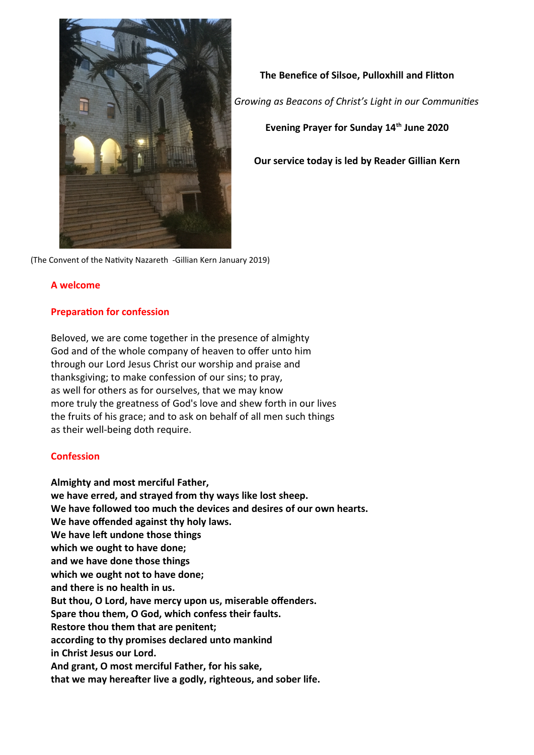**The Benefice of Silsoe, Pulloxhill and Flitton**

*Growing as Beacons of Christ's Light in our Communities*

**Evening Prayer for Sunday 14th June 2020**

**Our service today is led by Reader Gillian Kern**

(The Convent of the Nativity Nazareth -Gillian Kern January 2019)

## A welcome

## Preparation for confession

Beloved, we are come together in the presence of almighty God and of the whole company of heaven to offer unto him through our Lord Jesus Christ our worship and praise and thanksgiving; to make confession of our sins; to pray, as well for others as for ourselves, that we may know more truly the greatness of God's love and shew forth in our lives the fruits of his grace; and to ask on behalf of all men such things as their well-being doth require.

## Confession

**Almighty and most merciful Father,**
**we have erred, and strayed from thy ways like lost sheep.**
**We have followed too much the devices and desires of our own hearts.**
**We have offended against thy holy laws.**
**We have left undone those things**
**which we ought to have done;**
**and we have done those things**
**which we ought not to have done;**
**and there is no health in us.**
**But thou, O Lord, have mercy upon us, miserable offenders.**
**Spare thou them, O God, which confess their faults.**
**Restore thou them that are penitent;**
**according to thy promises declared unto mankind**
**in Christ Jesus our Lord.**
**And grant, O most merciful Father, for his sake,**
**that we may hereafter live a godly, righteous, and sober life.**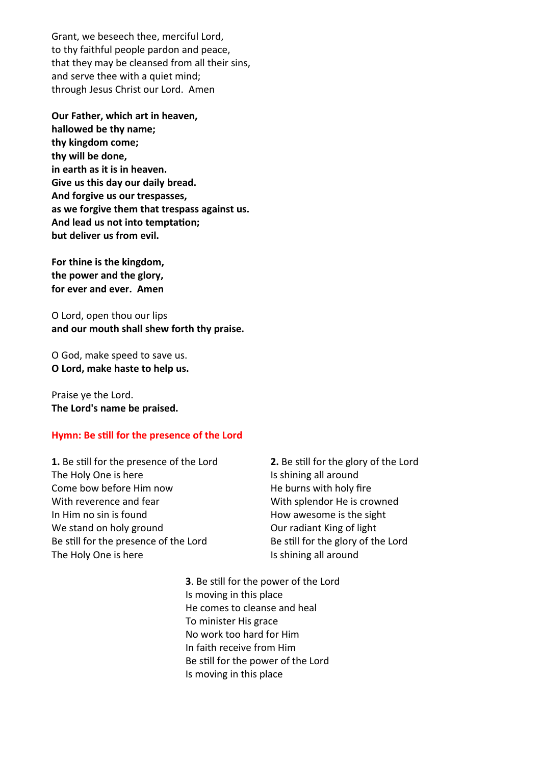Grant, we beseech thee, merciful Lord,
to thy faithful people pardon and peace,
that they may be cleansed from all their sins,
and serve thee with a quiet mind;
through Jesus Christ our Lord.  Amen

**Our Father, which art in heaven,**
**hallowed be thy name;**
**thy kingdom come;**
**thy will be done,**
**in earth as it is in heaven.**
**Give us this day our daily bread.**
**And forgive us our trespasses,**
**as we forgive them that trespass against us.**
**And lead us not into temptation;**
**but deliver us from evil.**

**For thine is the kingdom,**
**the power and the glory,**
**for ever and ever.  Amen**

O Lord, open thou our lips
**and our mouth shall shew forth thy praise.**

O God, make speed to save us.
**O Lord, make haste to help us.**

Praise ye the Lord.
**The Lord's name be praised.**

**Hymn: Be still for the presence of the Lord**

**1.** Be still for the presence of the Lord
The Holy One is here
Come bow before Him now
With reverence and fear
In Him no sin is found
We stand on holy ground
Be still for the presence of the Lord
The Holy One is here

**2.** Be still for the glory of the Lord
Is shining all around
He burns with holy fire
With splendor He is crowned
How awesome is the sight
Our radiant King of light
Be still for the glory of the Lord
Is shining all around

**3**. Be still for the power of the Lord
Is moving in this place
He comes to cleanse and heal
To minister His grace
No work too hard for Him
In faith receive from Him
Be still for the power of the Lord
Is moving in this place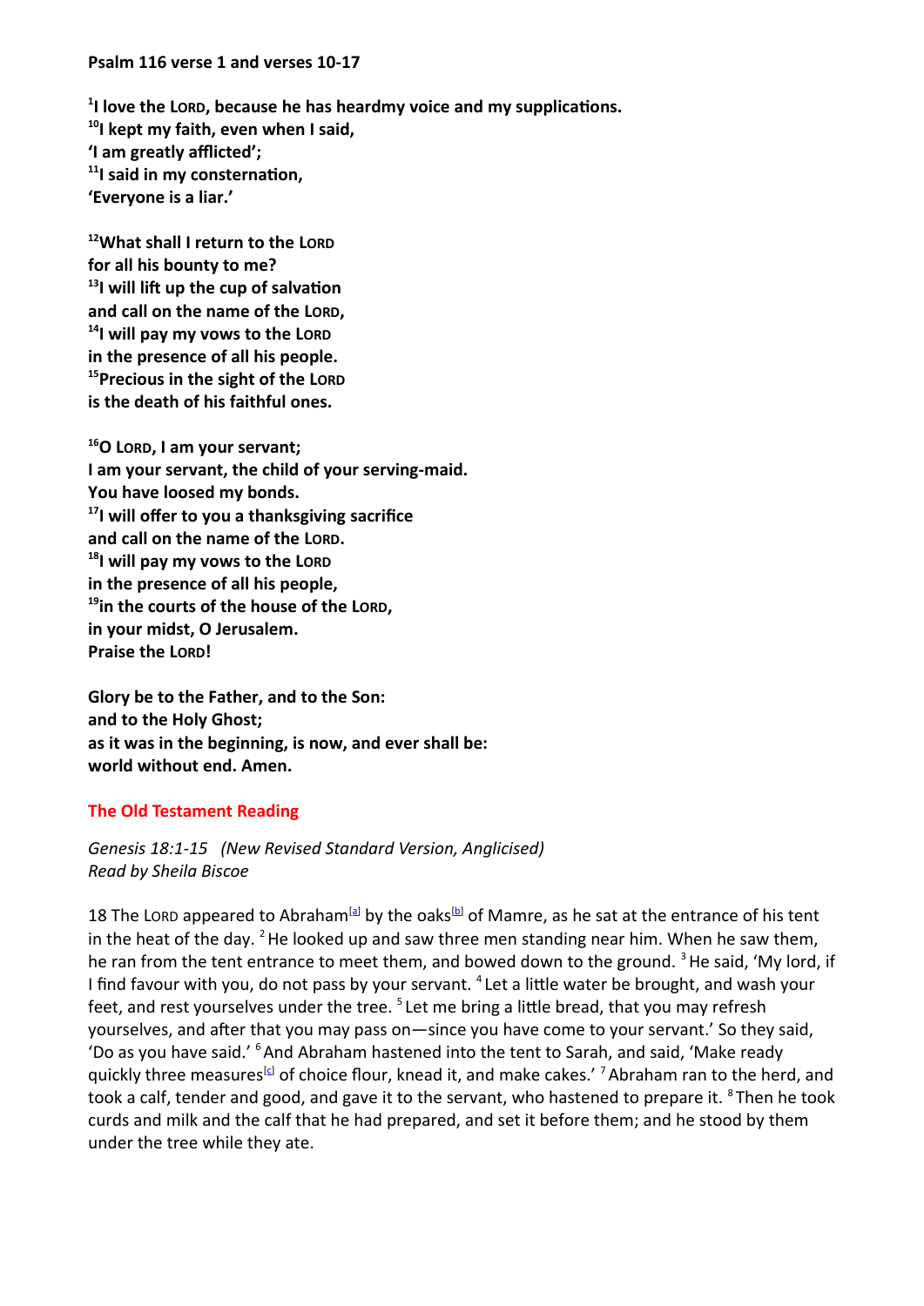**Psalm 116 verse 1 and verses 10-17**

**[1]I love the LORD, because he has heardmy voice and my supplications.**
**[10]I kept my faith, even when I said,**
**'I am greatly afflicted';**
**[11]I said in my consternation,**
**'Everyone is a liar.'**

**[12]What shall I return to the LORD**
**for all his bounty to me?**
**[13]I will lift up the cup of salvation**
**and call on the name of the LORD,**
**[14]I will pay my vows to the LORD**
**in the presence of all his people.**
**[15]Precious in the sight of the LORD**
**is the death of his faithful ones.**

**[16]O LORD, I am your servant;**
**I am your servant, the child of your serving-maid.**
**You have loosed my bonds.**
**[17]I will offer to you a thanksgiving sacrifice**
**and call on the name of the LORD.**
**[18]I will pay my vows to the LORD**
**in the presence of all his people,**
**[19]in the courts of the house of the LORD,**
**in your midst, O Jerusalem.**
**Praise the LORD!**

**Glory be to the Father, and to the Son:**
**and to the Holy Ghost;**
**as it was in the beginning, is now, and ever shall be:**
**world without end. Amen.**

## The Old Testament Reading

*Genesis 18:1-15 (New Revised Standard Version, Anglicised)*
*Read by Sheila Biscoe*

18 The LORD appeared to Abraham[a] by the oaks[b] of Mamre, as he sat at the entrance of his tent in the heat of the day. [2] He looked up and saw three men standing near him. When he saw them, he ran from the tent entrance to meet them, and bowed down to the ground. [3] He said, 'My lord, if I find favour with you, do not pass by your servant. [4] Let a little water be brought, and wash your feet, and rest yourselves under the tree. [5] Let me bring a little bread, that you may refresh yourselves, and after that you may pass on—since you have come to your servant.' So they said, 'Do as you have said.' [6] And Abraham hastened into the tent to Sarah, and said, 'Make ready quickly three measures[c] of choice flour, knead it, and make cakes.' [7] Abraham ran to the herd, and took a calf, tender and good, and gave it to the servant, who hastened to prepare it. [8] Then he took curds and milk and the calf that he had prepared, and set it before them; and he stood by them under the tree while they ate.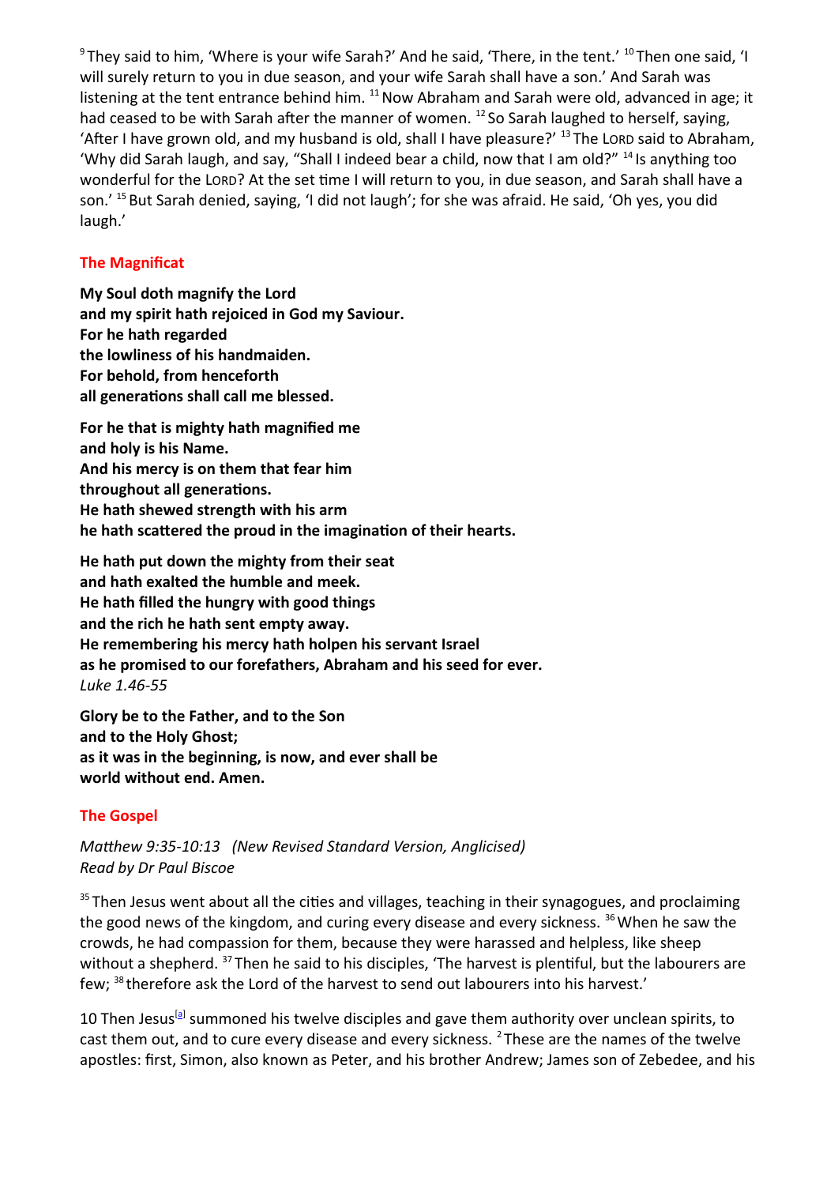[9] They said to him, 'Where is your wife Sarah?' And he said, 'There, in the tent.' [10] Then one said, 'I will surely return to you in due season, and your wife Sarah shall have a son.' And Sarah was listening at the tent entrance behind him. [11] Now Abraham and Sarah were old, advanced in age; it had ceased to be with Sarah after the manner of women. [12] So Sarah laughed to herself, saying, 'After I have grown old, and my husband is old, shall I have pleasure?' [13] The LORD said to Abraham, 'Why did Sarah laugh, and say, "Shall I indeed bear a child, now that I am old?" [14] Is anything too wonderful for the LORD? At the set time I will return to you, in due season, and Sarah shall have a son.' [15] But Sarah denied, saying, 'I did not laugh'; for she was afraid. He said, 'Oh yes, you did laugh.'

## The Magnificat

**My Soul doth magnify the Lord**
**and my spirit hath rejoiced in God my Saviour.**
**For he hath regarded**
**the lowliness of his handmaiden.**
**For behold, from henceforth**
**all generations shall call me blessed.**

**For he that is mighty hath magnified me**
**and holy is his Name.**
**And his mercy is on them that fear him**
**throughout all generations.**
**He hath shewed strength with his arm**
**he hath scattered the proud in the imagination of their hearts.**

**He hath put down the mighty from their seat**
**and hath exalted the humble and meek.**
**He hath filled the hungry with good things**
**and the rich he hath sent empty away.**
**He remembering his mercy hath holpen his servant Israel**
**as he promised to our forefathers, Abraham and his seed for ever.**
*Luke 1.46-55*

**Glory be to the Father, and to the Son**
**and to the Holy Ghost;**
**as it was in the beginning, is now, and ever shall be**
**world without end. Amen.**

## The Gospel

*Matthew 9:35-10:13 (New Revised Standard Version, Anglicised)*
*Read by Dr Paul Biscoe*

[35] Then Jesus went about all the cities and villages, teaching in their synagogues, and proclaiming the good news of the kingdom, and curing every disease and every sickness. [36] When he saw the crowds, he had compassion for them, because they were harassed and helpless, like sheep without a shepherd. [37] Then he said to his disciples, 'The harvest is plentiful, but the labourers are few; [38] therefore ask the Lord of the harvest to send out labourers into his harvest.'

10 Then Jesus[a] summoned his twelve disciples and gave them authority over unclean spirits, to cast them out, and to cure every disease and every sickness. [2] These are the names of the twelve apostles: first, Simon, also known as Peter, and his brother Andrew; James son of Zebedee, and his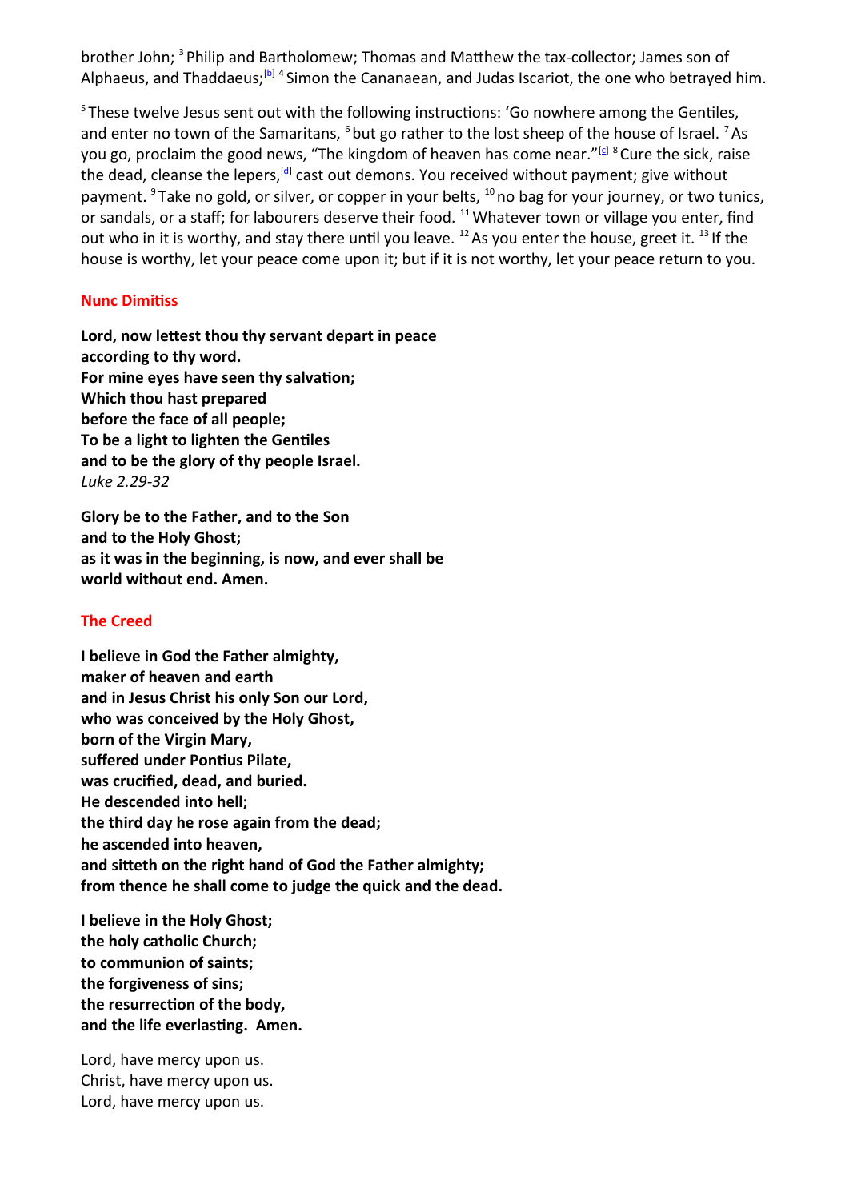brother John; [3] Philip and Bartholomew; Thomas and Matthew the tax-collector; James son of Alphaeus, and Thaddaeus;[b] [4] Simon the Cananaean, and Judas Iscariot, the one who betrayed him.

[5] These twelve Jesus sent out with the following instructions: 'Go nowhere among the Gentiles, and enter no town of the Samaritans, [6] but go rather to the lost sheep of the house of Israel. [7] As you go, proclaim the good news, "The kingdom of heaven has come near."[c] [8] Cure the sick, raise the dead, cleanse the lepers,[d] cast out demons. You received without payment; give without payment. [9] Take no gold, or silver, or copper in your belts, [10] no bag for your journey, or two tunics, or sandals, or a staff; for labourers deserve their food. [11] Whatever town or village you enter, find out who in it is worthy, and stay there until you leave. [12] As you enter the house, greet it. [13] If the house is worthy, let your peace come upon it; but if it is not worthy, let your peace return to you.

## Nunc Dimitiss

**Lord, now lettest thou thy servant depart in peace**
**according to thy word.**
**For mine eyes have seen thy salvation;**
**Which thou hast prepared**
**before the face of all people;**
**To be a light to lighten the Gentiles**
**and to be the glory of thy people Israel.**
*Luke 2.29-32*

**Glory be to the Father, and to the Son**
**and to the Holy Ghost;**
**as it was in the beginning, is now, and ever shall be**
**world without end. Amen.**

## The Creed

**I believe in God the Father almighty,**
**maker of heaven and earth**
**and in Jesus Christ his only Son our Lord,**
**who was conceived by the Holy Ghost,**
**born of the Virgin Mary,**
**suffered under Pontius Pilate,**
**was crucified, dead, and buried.**
**He descended into hell;**
**the third day he rose again from the dead;**
**he ascended into heaven,**
**and sitteth on the right hand of God the Father almighty;**
**from thence he shall come to judge the quick and the dead.**

**I believe in the Holy Ghost;**
**the holy catholic Church;**
**to communion of saints;**
**the forgiveness of sins;**
**the resurrection of the body,**
**and the life everlasting. Amen.**

Lord, have mercy upon us.
Christ, have mercy upon us.
Lord, have mercy upon us.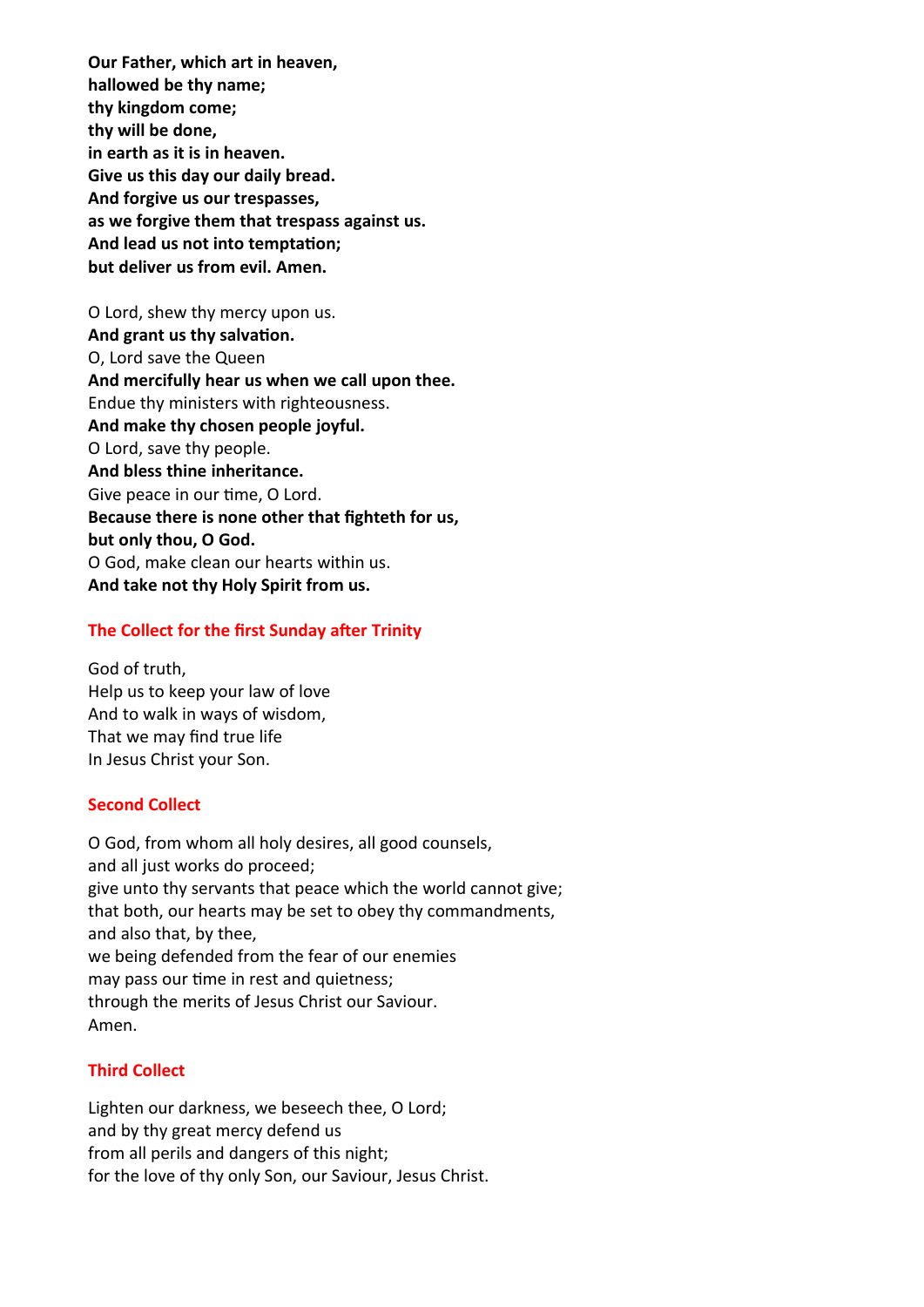**Our Father, which art in heaven,**
**hallowed be thy name;**
**thy kingdom come;**
**thy will be done,**
**in earth as it is in heaven.**
**Give us this day our daily bread.**
**And forgive us our trespasses,**
**as we forgive them that trespass against us.**
**And lead us not into temptation;**
**but deliver us from evil. Amen.**

O Lord, shew thy mercy upon us.
**And grant us thy salvation.**
O, Lord save the Queen
**And mercifully hear us when we call upon thee.**
Endue thy ministers with righteousness.
**And make thy chosen people joyful.**
O Lord, save thy people.
**And bless thine inheritance.**
Give peace in our time, O Lord.
**Because there is none other that fighteth for us,**
**but only thou, O God.**
O God, make clean our hearts within us.
**And take not thy Holy Spirit from us.**

## The Collect for the first Sunday after Trinity

God of truth,
Help us to keep your law of love
And to walk in ways of wisdom,
That we may find true life
In Jesus Christ your Son.

## Second Collect

O God, from whom all holy desires, all good counsels,
and all just works do proceed;
give unto thy servants that peace which the world cannot give;
that both, our hearts may be set to obey thy commandments,
and also that, by thee,
we being defended from the fear of our enemies
may pass our time in rest and quietness;
through the merits of Jesus Christ our Saviour.
Amen.

## Third Collect

Lighten our darkness, we beseech thee, O Lord;
and by thy great mercy defend us
from all perils and dangers of this night;
for the love of thy only Son, our Saviour, Jesus Christ.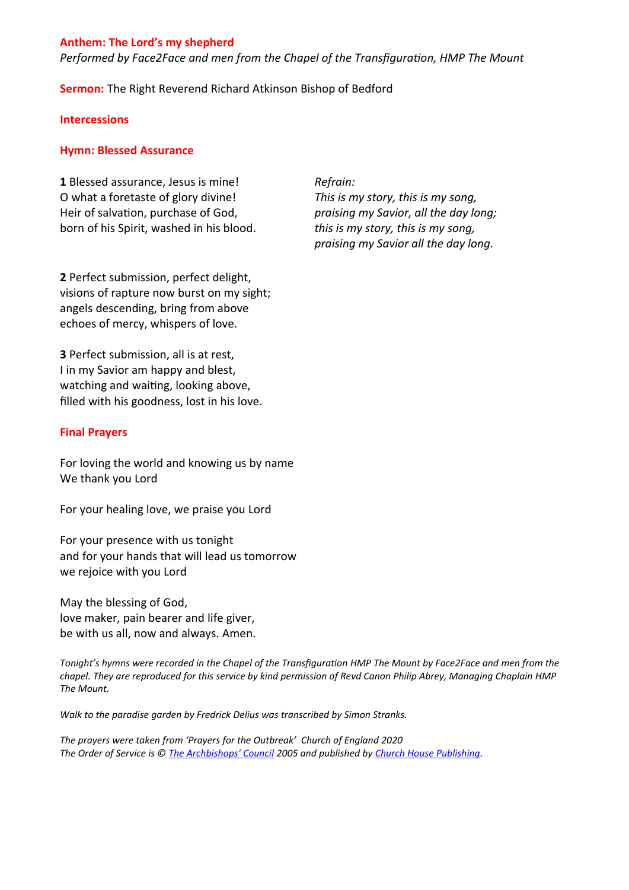**Anthem: The Lord's my shepherd**

*Performed by Face2Face and men from the Chapel of the Transfiguration, HMP The Mount*

**Sermon:** The Right Reverend Richard Atkinson Bishop of Bedford

**Intercessions**

**Hymn: Blessed Assurance**

**1** Blessed assurance, Jesus is mine!
O what a foretaste of glory divine!
Heir of salvation, purchase of God,
born of his Spirit, washed in his blood.

*Refrain:*
*This is my story, this is my song,*
*praising my Savior, all the day long;*
*this is my story, this is my song,*
*praising my Savior all the day long.*

**2** Perfect submission, perfect delight,
visions of rapture now burst on my sight;
angels descending, bring from above
echoes of mercy, whispers of love.

**3** Perfect submission, all is at rest,
I in my Savior am happy and blest,
watching and waiting, looking above,
filled with his goodness, lost in his love.

**Final Prayers**

For loving the world and knowing us by name
We thank you Lord

For your healing love, we praise you Lord

For your presence with us tonight
and for your hands that will lead us tomorrow
we rejoice with you Lord

May the blessing of God,
love maker, pain bearer and life giver,
be with us all, now and always. Amen.

*Tonight's hymns were recorded in the Chapel of the Transfiguration HMP The Mount by Face2Face and men from the chapel. They are reproduced for this service by kind permission of Revd Canon Philip Abrey, Managing Chaplain HMP The Mount.*

*Walk to the paradise garden by Fredrick Delius was transcribed by Simon Stranks.*

*The prayers were taken from 'Prayers for the Outbreak' Church of England 2020*
*The Order of Service is © The Archbishops' Council 2005 and published by Church House Publishing.*